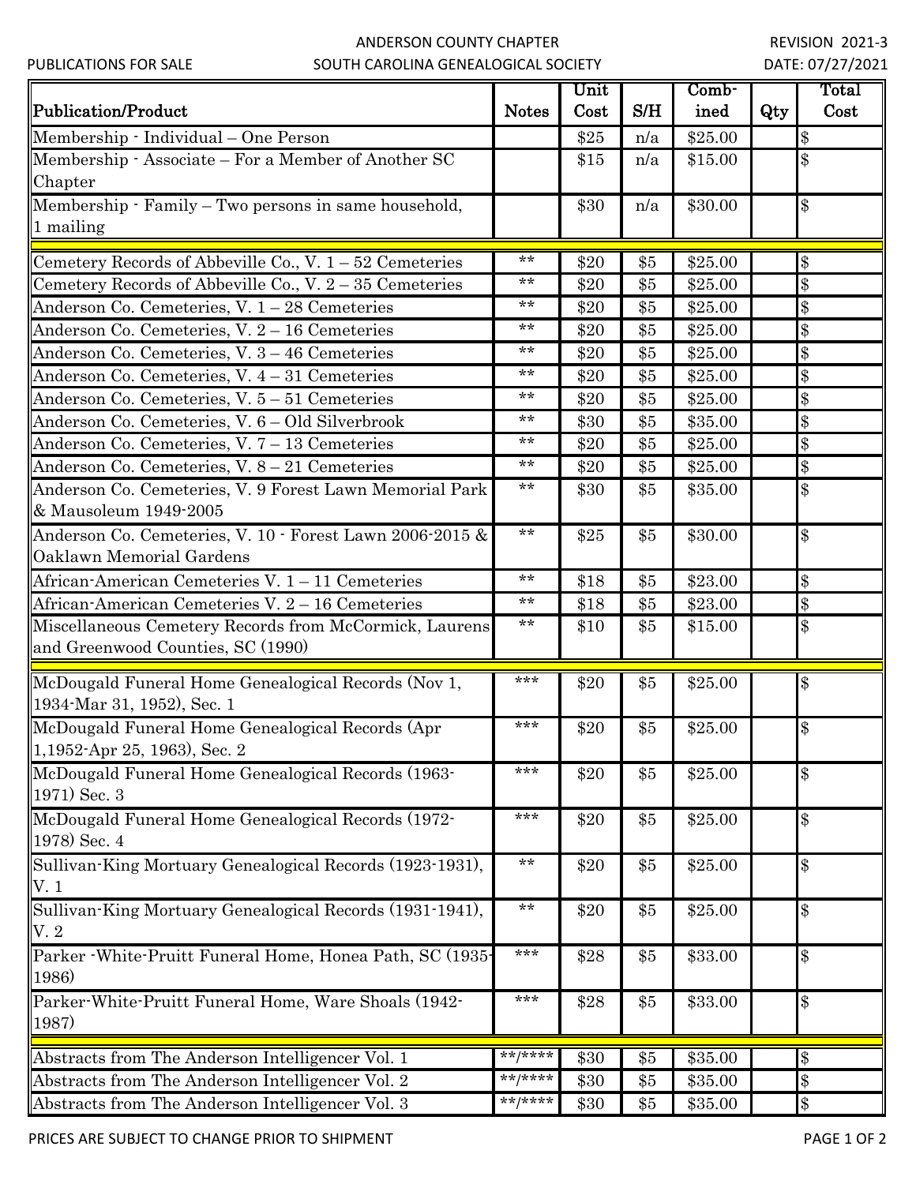ANDERSON COUNTY CHAPTER
SOUTH CAROLINA GENEALOGICAL SOCIETY

PUBLICATIONS FOR SALE

REVISION 2021-3
DATE: 07/27/2021

| Publication/Product | Notes | Unit Cost | S/H | Comb-ined | Qty | Total Cost |
|---|---|---|---|---|---|---|
| Membership - Individual – One Person | | $25 | n/a | $25.00 | | $ |
| Membership - Associate – For a Member of Another SC Chapter | | $15 | n/a | $15.00 | | $ |
| Membership - Family – Two persons in same household, 1 mailing | | $30 | n/a | $30.00 | | $ |
| | | | | | | |
| Cemetery Records of Abbeville Co., V. 1 – 52 Cemeteries | ** | $20 | $5 | $25.00 | | $ |
| Cemetery Records of Abbeville Co., V. 2 – 35 Cemeteries | ** | $20 | $5 | $25.00 | | $ |
| Anderson Co. Cemeteries, V. 1 – 28 Cemeteries | ** | $20 | $5 | $25.00 | | $ |
| Anderson Co. Cemeteries, V. 2 – 16 Cemeteries | ** | $20 | $5 | $25.00 | | $ |
| Anderson Co. Cemeteries, V. 3 – 46 Cemeteries | ** | $20 | $5 | $25.00 | | $ |
| Anderson Co. Cemeteries, V. 4 – 31 Cemeteries | ** | $20 | $5 | $25.00 | | $ |
| Anderson Co. Cemeteries, V. 5 – 51 Cemeteries | ** | $20 | $5 | $25.00 | | $ |
| Anderson Co. Cemeteries, V. 6 – Old Silverbrook | ** | $30 | $5 | $35.00 | | $ |
| Anderson Co. Cemeteries, V. 7 – 13 Cemeteries | ** | $20 | $5 | $25.00 | | $ |
| Anderson Co. Cemeteries, V. 8 – 21 Cemeteries | ** | $20 | $5 | $25.00 | | $ |
| Anderson Co. Cemeteries, V. 9 Forest Lawn Memorial Park & Mausoleum 1949-2005 | ** | $30 | $5 | $35.00 | | $ |
| Anderson Co. Cemeteries, V. 10 - Forest Lawn 2006-2015 & Oaklawn Memorial Gardens | ** | $25 | $5 | $30.00 | | $ |
| African-American Cemeteries V. 1 – 11 Cemeteries | ** | $18 | $5 | $23.00 | | $ |
| African-American Cemeteries V. 2 – 16 Cemeteries | ** | $18 | $5 | $23.00 | | $ |
| Miscellaneous Cemetery Records from McCormick, Laurens and Greenwood Counties, SC (1990) | ** | $10 | $5 | $15.00 | | $ |
| | | | | | | |
| McDougald Funeral Home Genealogical Records (Nov 1, 1934-Mar 31, 1952), Sec. 1 | *** | $20 | $5 | $25.00 | | $ |
| McDougald Funeral Home Genealogical Records (Apr 1,1952-Apr 25, 1963), Sec. 2 | *** | $20 | $5 | $25.00 | | $ |
| McDougald Funeral Home Genealogical Records (1963-1971) Sec. 3 | *** | $20 | $5 | $25.00 | | $ |
| McDougald Funeral Home Genealogical Records (1972-1978) Sec. 4 | *** | $20 | $5 | $25.00 | | $ |
| Sullivan-King Mortuary Genealogical Records (1923-1931), V. 1 | ** | $20 | $5 | $25.00 | | $ |
| Sullivan-King Mortuary Genealogical Records (1931-1941), V. 2 | ** | $20 | $5 | $25.00 | | $ |
| Parker -White-Pruitt Funeral Home, Honea Path, SC (1935-1986) | *** | $28 | $5 | $33.00 | | $ |
| Parker-White-Pruitt Funeral Home, Ware Shoals (1942-1987) | *** | $28 | $5 | $33.00 | | $ |
| | | | | | | |
| Abstracts from The Anderson Intelligencer Vol. 1 | **/**** | $30 | $5 | $35.00 | | $ |
| Abstracts from The Anderson Intelligencer Vol. 2 | **/**** | $30 | $5 | $35.00 | | $ |
| Abstracts from The Anderson Intelligencer Vol. 3 | **/**** | $30 | $5 | $35.00 | | $ |

PRICES ARE SUBJECT TO CHANGE PRIOR TO SHIPMENT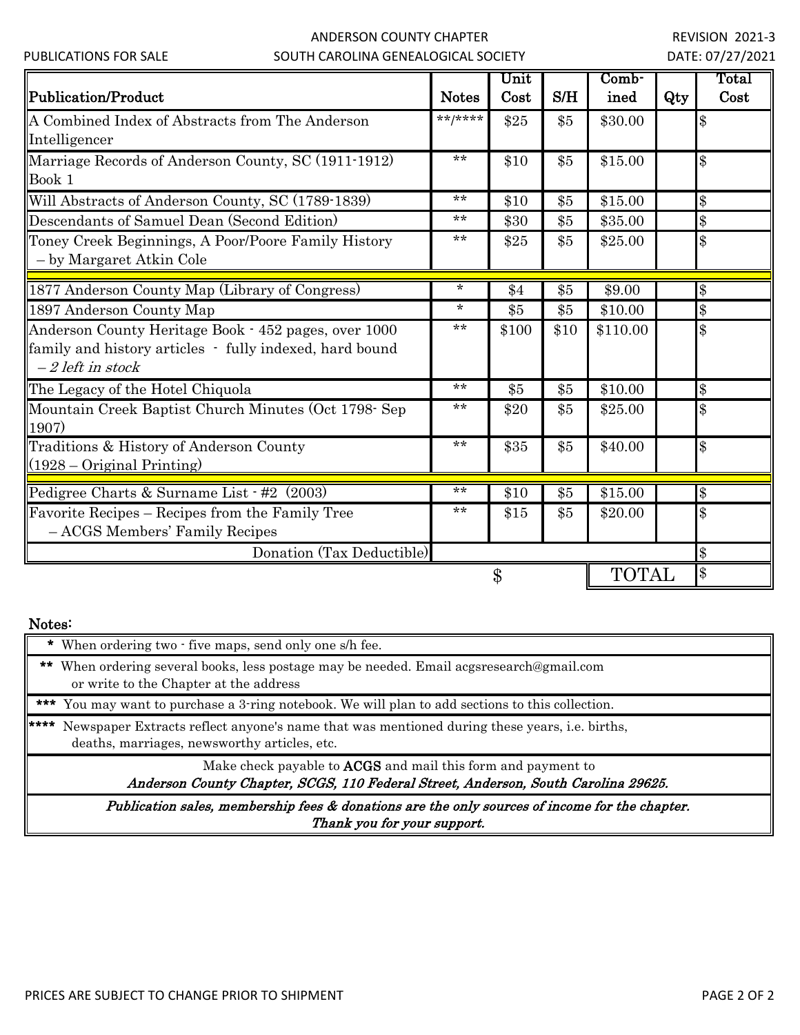ANDERSON COUNTY CHAPTER
SOUTH CAROLINA GENEALOGICAL SOCIETY

PUBLICATIONS FOR SALE

REVISION 2021-3
DATE: 07/27/2021

| Publication/Product | Notes | Unit Cost | S/H | Comb-ined | Qty | Total Cost |
|---|---|---|---|---|---|---|
| A Combined Index of Abstracts from The Anderson Intelligencer | **/**** | $25 | $5 | $30.00 | | $ |
| Marriage Records of Anderson County, SC (1911-1912) Book 1 | ** | $10 | $5 | $15.00 | | $ |
| Will Abstracts of Anderson County, SC (1789-1839) | ** | $10 | $5 | $15.00 | | $ |
| Descendants of Samuel Dean (Second Edition) | ** | $30 | $5 | $35.00 | | $ |
| Toney Creek Beginnings, A Poor/Poore Family History – by Margaret Atkin Cole | ** | $25 | $5 | $25.00 | | $ |
| 1877 Anderson County Map (Library of Congress) | * | $4 | $5 | $9.00 | | $ |
| 1897 Anderson County Map | * | $5 | $5 | $10.00 | | $ |
| Anderson County Heritage Book - 452 pages, over 1000 family and history articles - fully indexed, hard bound *– 2 left in stock* | ** | $100 | $10 | $110.00 | | $ |
| The Legacy of the Hotel Chiquola | ** | $5 | $5 | $10.00 | | $ |
| Mountain Creek Baptist Church Minutes (Oct 1798- Sep 1907) | ** | $20 | $5 | $25.00 | | $ |
| Traditions & History of Anderson County (1928 – Original Printing) | ** | $35 | $5 | $40.00 | | $ |
| Pedigree Charts & Surname List - #2 (2003) | ** | $10 | $5 | $15.00 | | $ |
| Favorite Recipes – Recipes from the Family Tree – ACGS Members' Family Recipes | ** | $15 | $5 | $20.00 | | $ |
| Donation (Tax Deductible) | | | | | | $ |
| | | $ | | TOTAL | | $ |

**Notes:**

| |
|---|
| * When ordering two - five maps, send only one s/h fee. |
| ** When ordering several books, less postage may be needed. Email acgsresearch@gmail.com or write to the Chapter at the address |
| *** You may want to purchase a 3-ring notebook. We will plan to add sections to this collection. |
| **** Newspaper Extracts reflect anyone's name that was mentioned during these years, i.e. births, deaths, marriages, newsworthy articles, etc. |
| Make check payable to **ACGS** and mail this form and payment to *Anderson County Chapter, SCGS, 110 Federal Street, Anderson, South Carolina 29625.* |
| *Publication sales, membership fees & donations are the only sources of income for the chapter. Thank you for your support.* |

PRICES ARE SUBJECT TO CHANGE PRIOR TO SHIPMENT